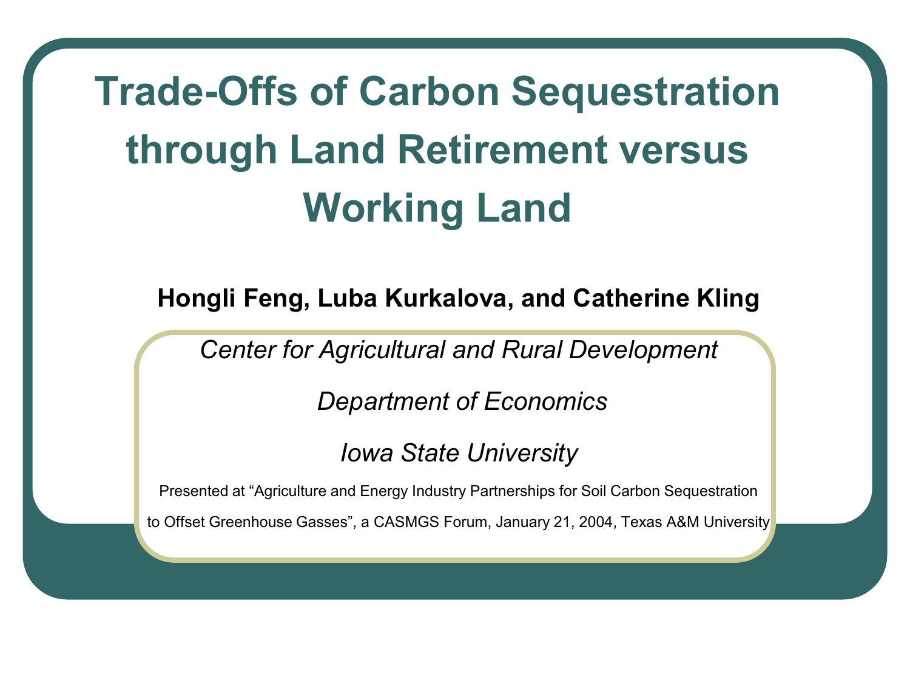# Trade-Offs of Carbon Sequestration through Land Retirement versus Working Land

**Hongli Feng, Luba Kurkalova, and Catherine Kling**

*Center for Agricultural and Rural Development*

*Department of Economics*

*Iowa State University*

Presented at "Agriculture and Energy Industry Partnerships for Soil Carbon Sequestration to Offset Greenhouse Gasses", a CASMGS Forum, January 21, 2004, Texas A&M University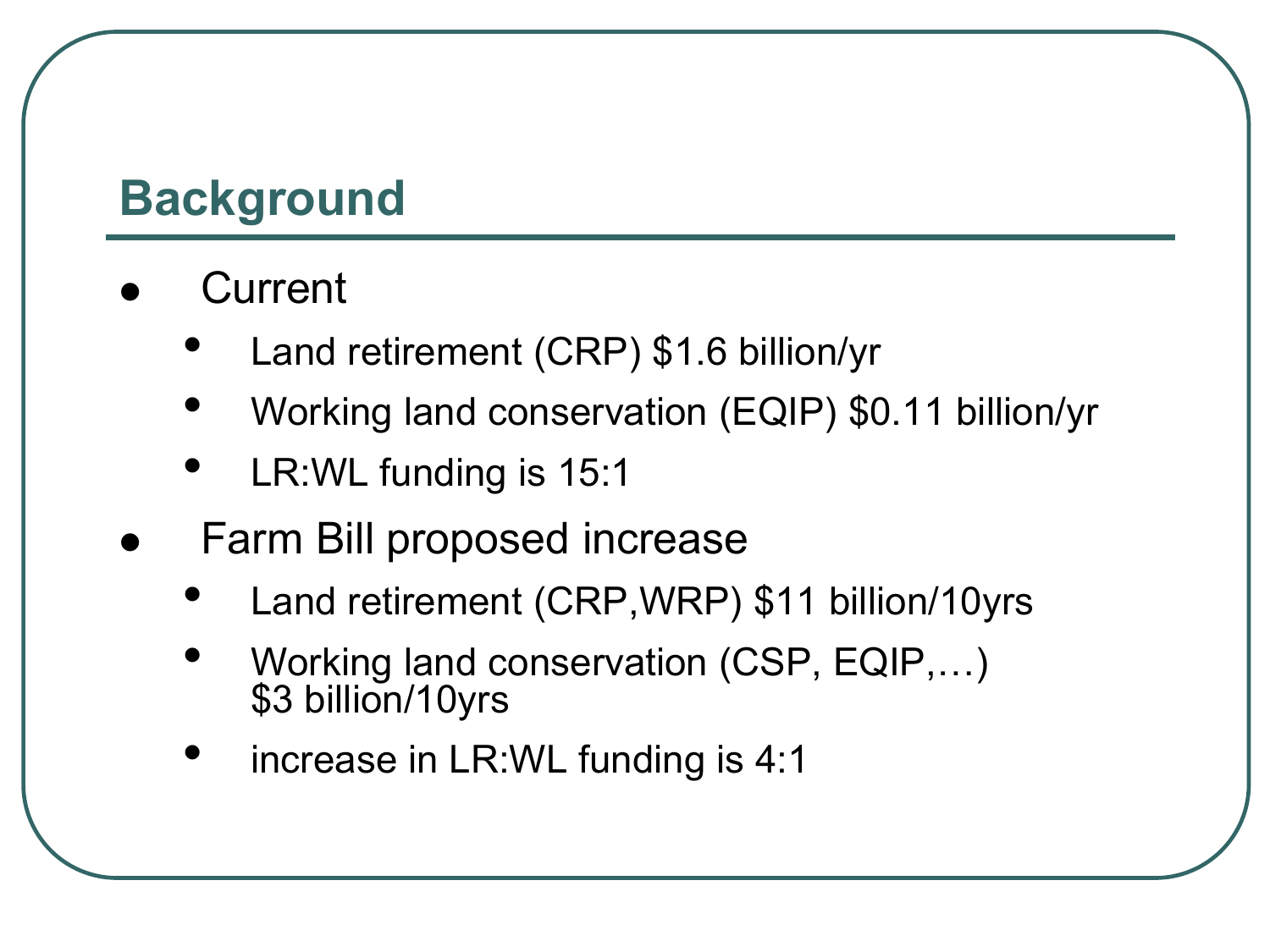## Background

- Current
  - Land retirement (CRP) $1.6 billion/yr
  - Working land conservation (EQIP) $0.11 billion/yr
  - LR:WL funding is 15:1
- Farm Bill proposed increase
  - Land retirement (CRP,WRP) $11 billion/10yrs
  - Working land conservation (CSP, EQIP,…) $3 billion/10yrs
  - increase in LR:WL funding is 4:1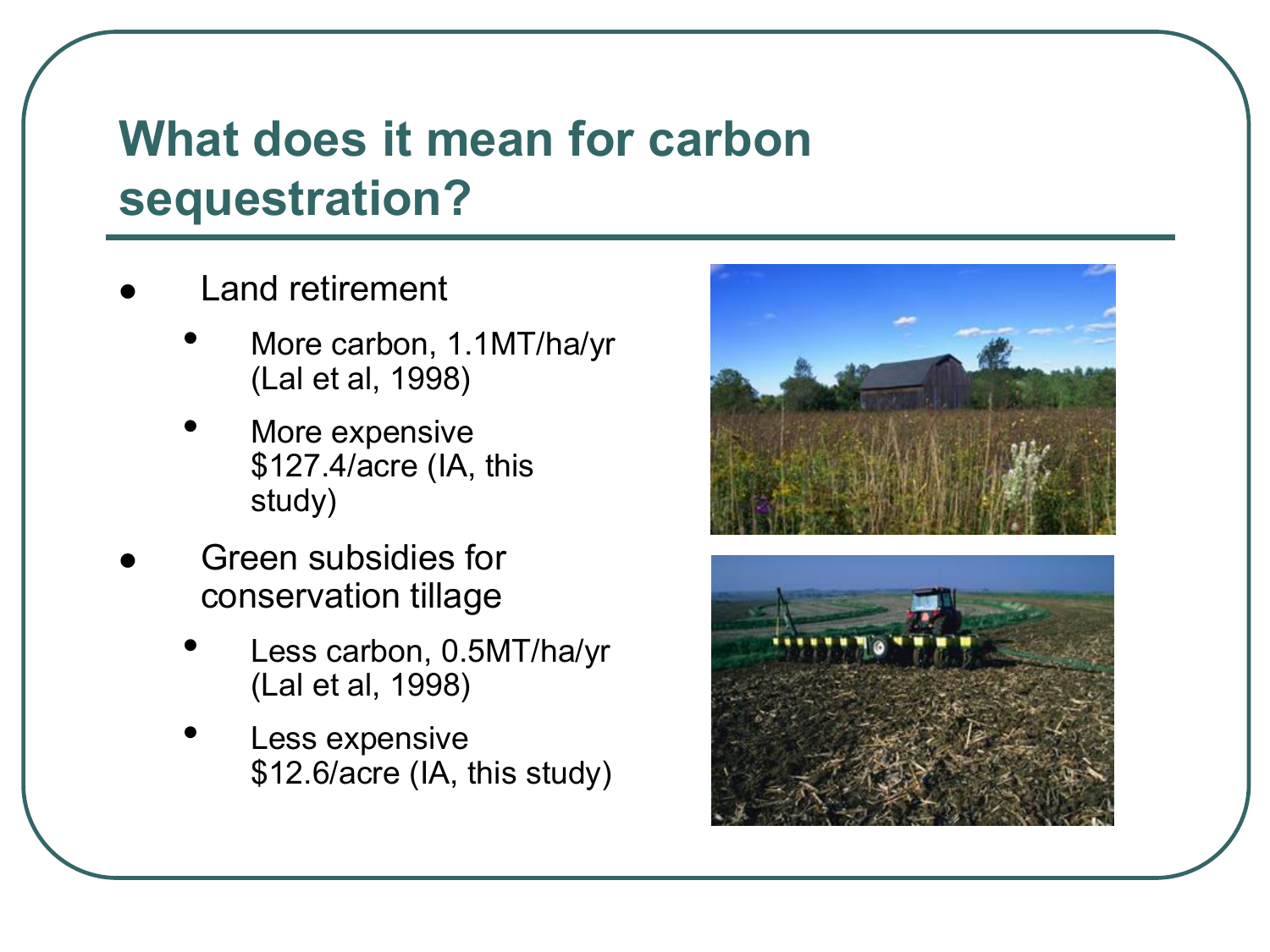# What does it mean for carbon sequestration?

- Land retirement
  - More carbon, 1.1MT/ha/yr (Lal et al, 1998)
  - More expensive $127.4/acre (IA, this study)
- Green subsidies for conservation tillage
  - Less carbon, 0.5MT/ha/yr (Lal et al, 1998)
  - Less expensive $12.6/acre (IA, this study)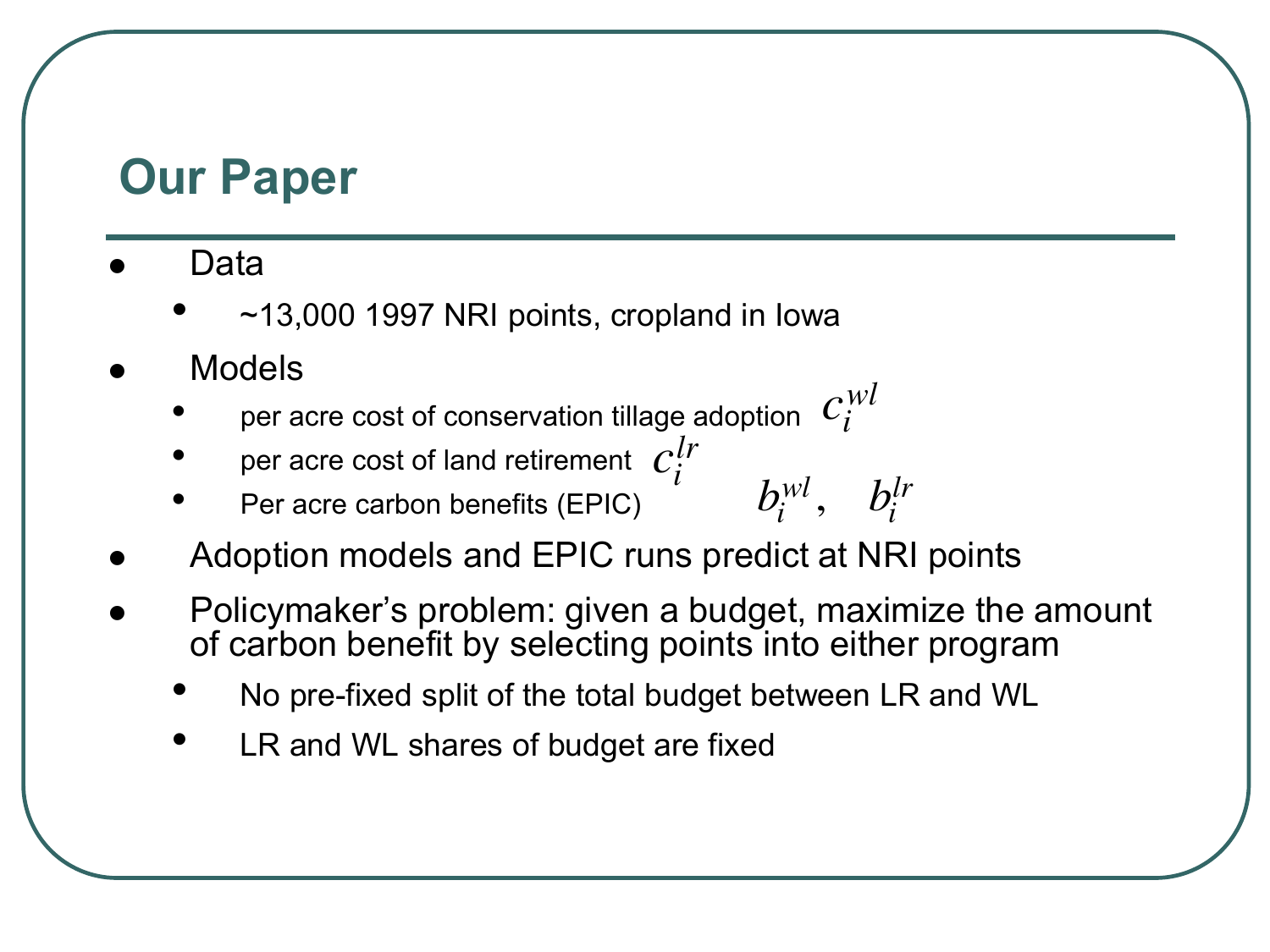# Our Paper

- Data
  - ~13,000 1997 NRI points, cropland in Iowa
- Models
  - per acre cost of conservation tillage adoption $c_i^{wl}$
  - per acre cost of land retirement $c_i^{lr}$
  - Per acre carbon benefits (EPIC) $b_i^{wl}, \quad b_i^{lr}$
- Adoption models and EPIC runs predict at NRI points
- Policymaker's problem: given a budget, maximize the amount of carbon benefit by selecting points into either program
  - No pre-fixed split of the total budget between LR and WL
  - LR and WL shares of budget are fixed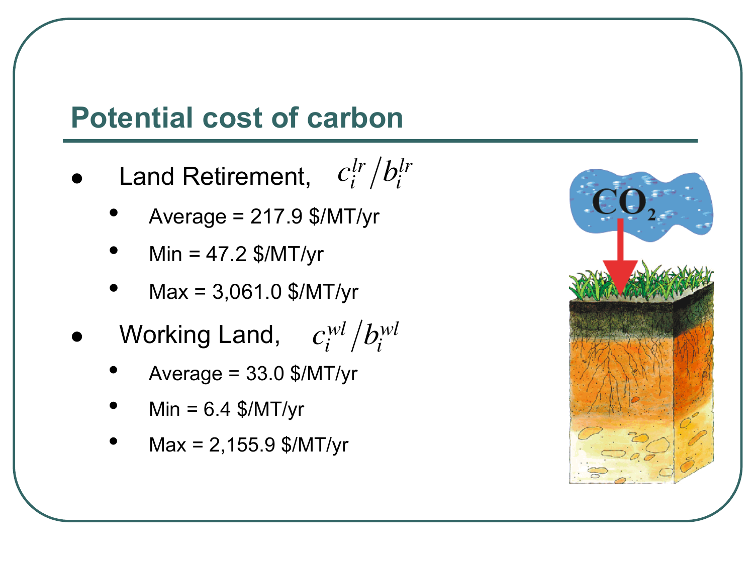## Potential cost of carbon

- Land Retirement, $c_i^{lr} / b_i^{lr}$
  - Average = 217.9 $/MT/yr
  - Min = 47.2 $/MT/yr
  - Max = 3,061.0 $/MT/yr
- Working Land, $c_i^{wl} / b_i^{wl}$
  - Average = 33.0 $/MT/yr
  - Min = 6.4 $/MT/yr
  - Max = 2,155.9 $/MT/yr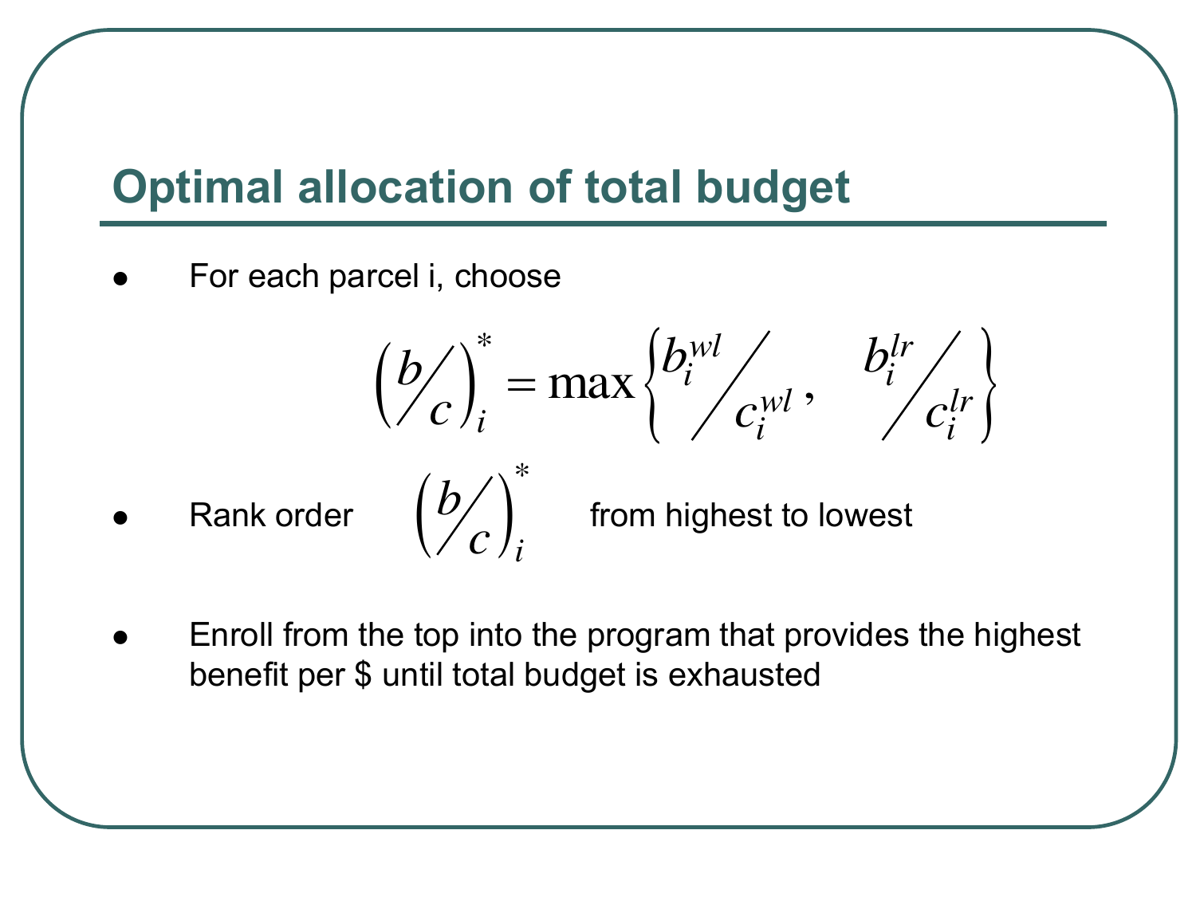# Optimal allocation of total budget

- For each parcel i, choose

$$\left( b/c \right)_i^* = \max\left\{ b_i^{wl}/c_i^{wl}, \quad b_i^{lr}/c_i^{lr} \right\}$$

- Rank order $\left( b/c \right)_i^*$ from highest to lowest

- Enroll from the top into the program that provides the highest benefit per $ until total budget is exhausted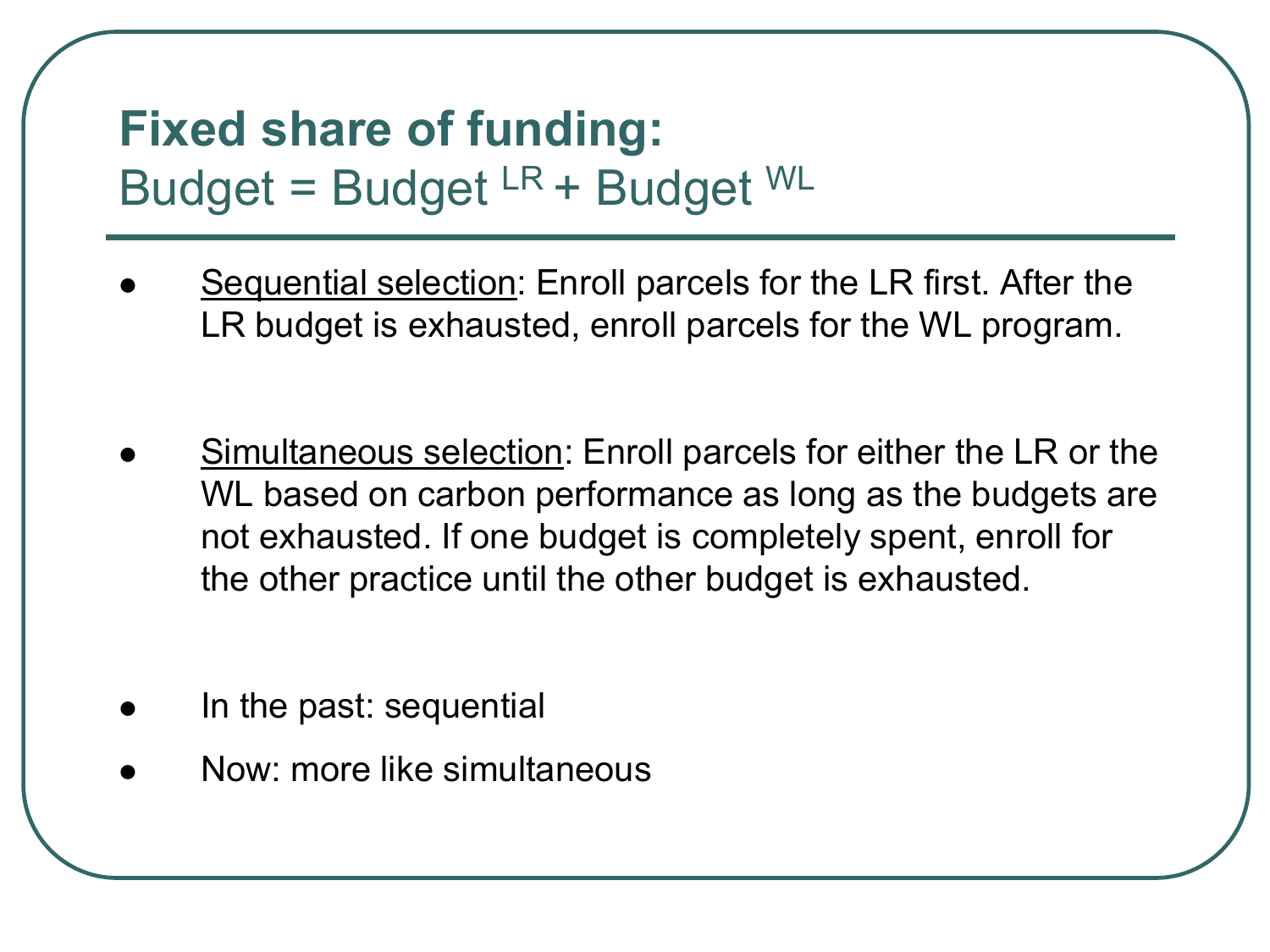# **Fixed share of funding:**

## Budget = Budget $^{LR}$ + Budget $^{WL}$

- Sequential selection: Enroll parcels for the LR first. After the LR budget is exhausted, enroll parcels for the WL program.

- Simultaneous selection: Enroll parcels for either the LR or the WL based on carbon performance as long as the budgets are not exhausted. If one budget is completely spent, enroll for the other practice until the other budget is exhausted.

- In the past: sequential
- Now: more like simultaneous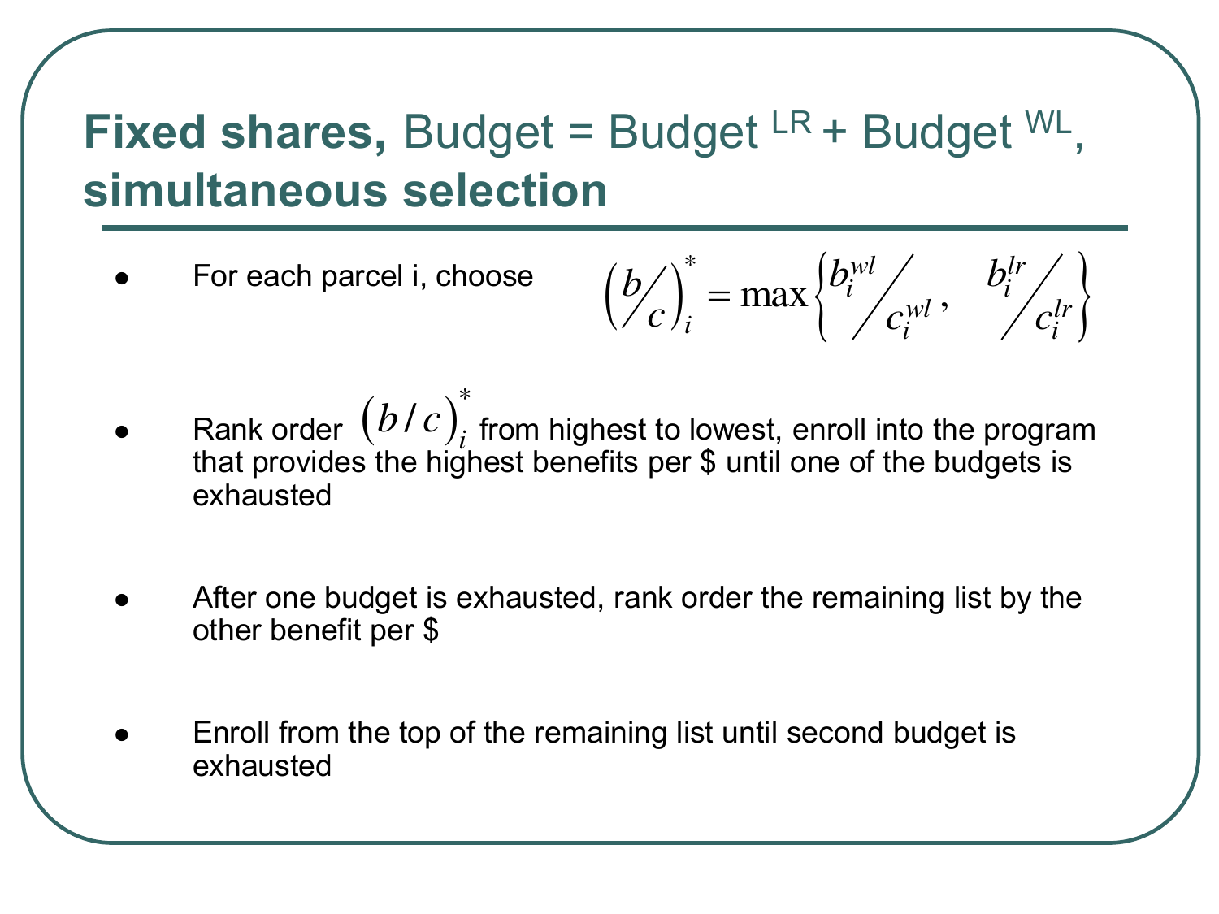# **Fixed shares,** Budget = Budget $^{LR}$ + Budget $^{WL}$, **simultaneous selection**

- For each parcel i, choose $$\left(b/c\right)_i^* = \max\left\{ b_i^{wl}/c_i^{wl}, \quad b_i^{lr}/c_i^{lr} \right\}$$
- Rank order $\left(b/c\right)_i^*$ from highest to lowest, enroll into the program that provides the highest benefits per $ until one of the budgets is exhausted
- After one budget is exhausted, rank order the remaining list by the other benefit per $
- Enroll from the top of the remaining list until second budget is exhausted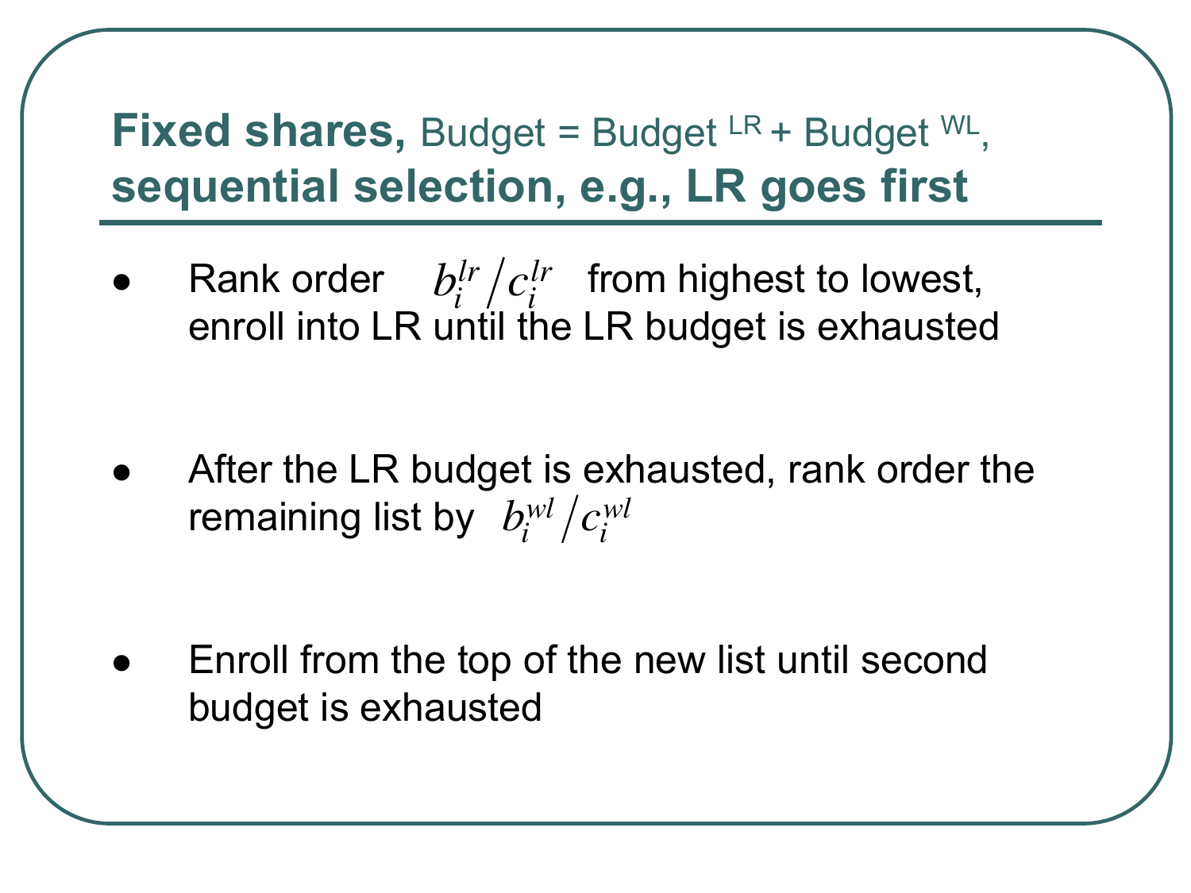## **Fixed shares,** Budget = Budget $^{LR}$ + Budget $^{WL}$, **sequential selection, e.g., LR goes first**

- Rank order $b_i^{lr} / c_i^{lr}$ from highest to lowest, enroll into LR until the LR budget is exhausted

- After the LR budget is exhausted, rank order the remaining list by $b_i^{wl} / c_i^{wl}$

- Enroll from the top of the new list until second budget is exhausted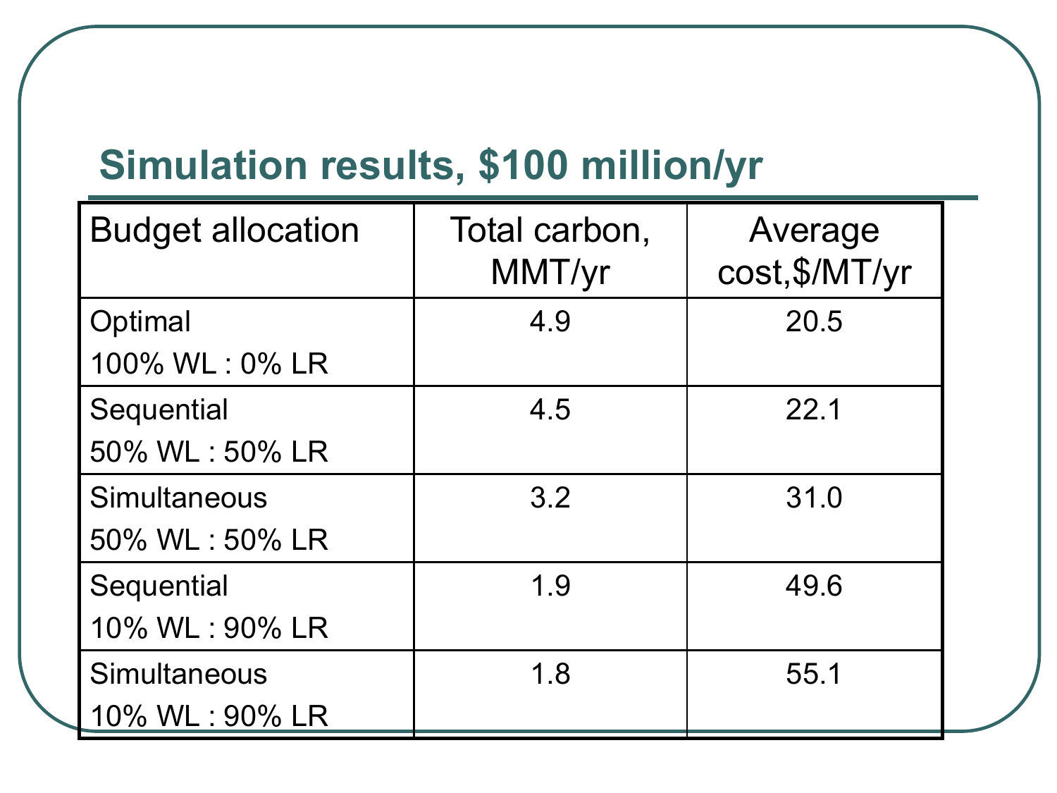## Simulation results, $100 million/yr

| Budget allocation | Total carbon, MMT/yr | Average cost,$/MT/yr |
|---|---|---|
| Optimal 100% WL : 0% LR | 4.9 | 20.5 |
| Sequential 50% WL : 50% LR | 4.5 | 22.1 |
| Simultaneous 50% WL : 50% LR | 3.2 | 31.0 |
| Sequential 10% WL : 90% LR | 1.9 | 49.6 |
| Simultaneous 10% WL : 90% LR | 1.8 | 55.1 |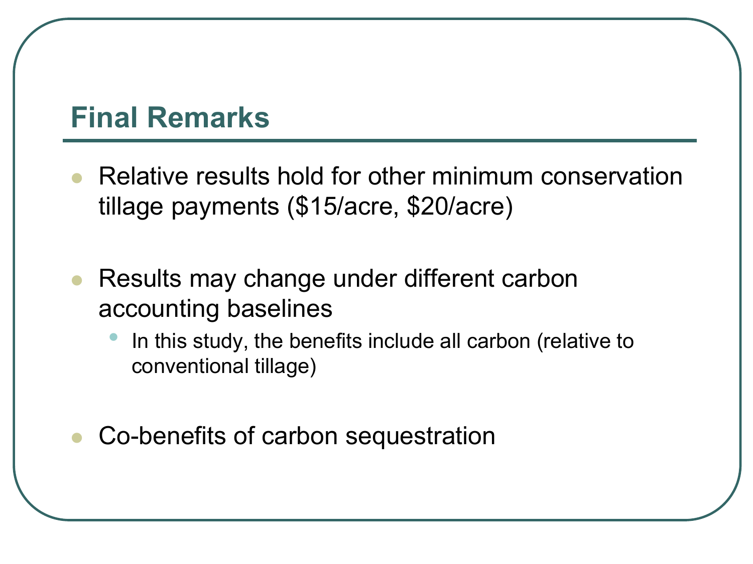# Final Remarks

- Relative results hold for other minimum conservation tillage payments ($15/acre, $20/acre)
- Results may change under different carbon accounting baselines
  - In this study, the benefits include all carbon (relative to conventional tillage)
- Co-benefits of carbon sequestration